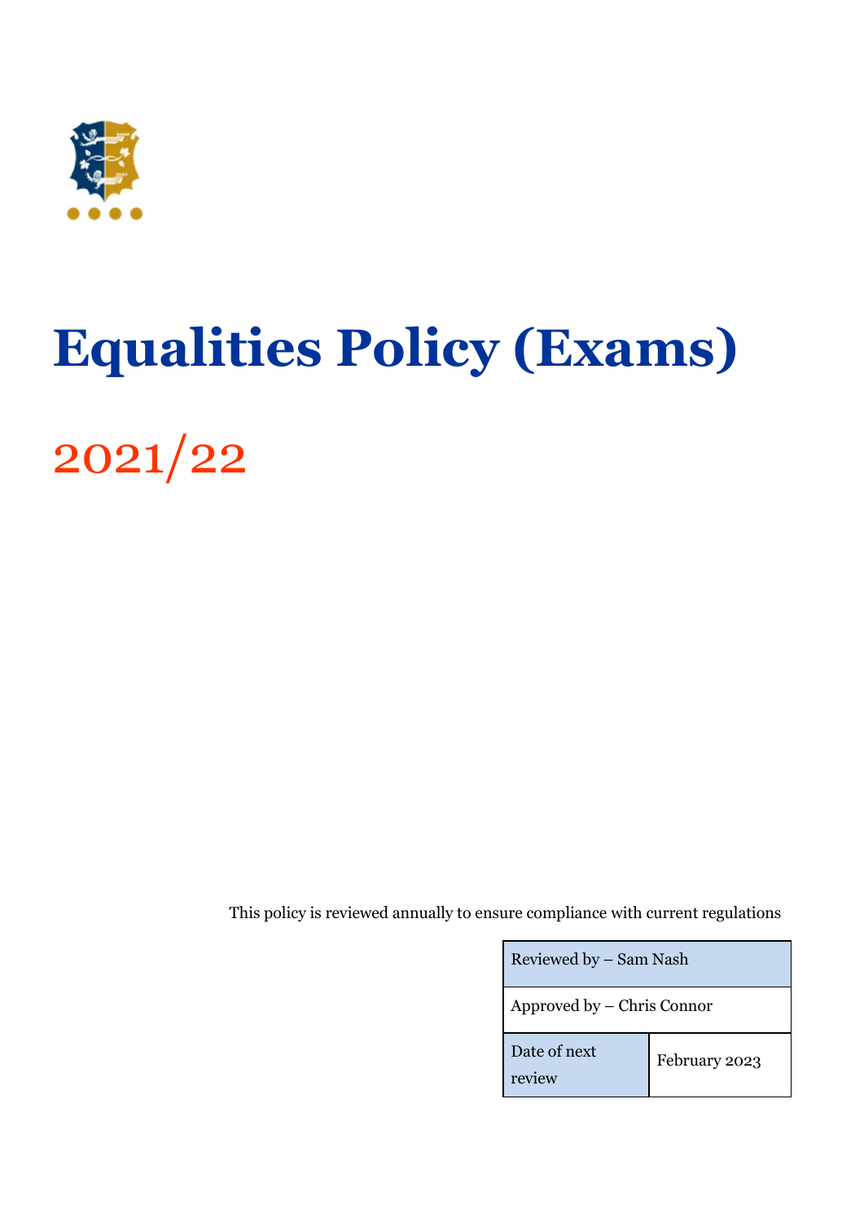# Equalities Policy (Exams)

## 2021/22

This policy is reviewed annually to ensure compliance with current regulations

| Reviewed by – Sam Nash | |
|---|---|
| Approved by – Chris Connor | |
| Date of next review | February 2023 |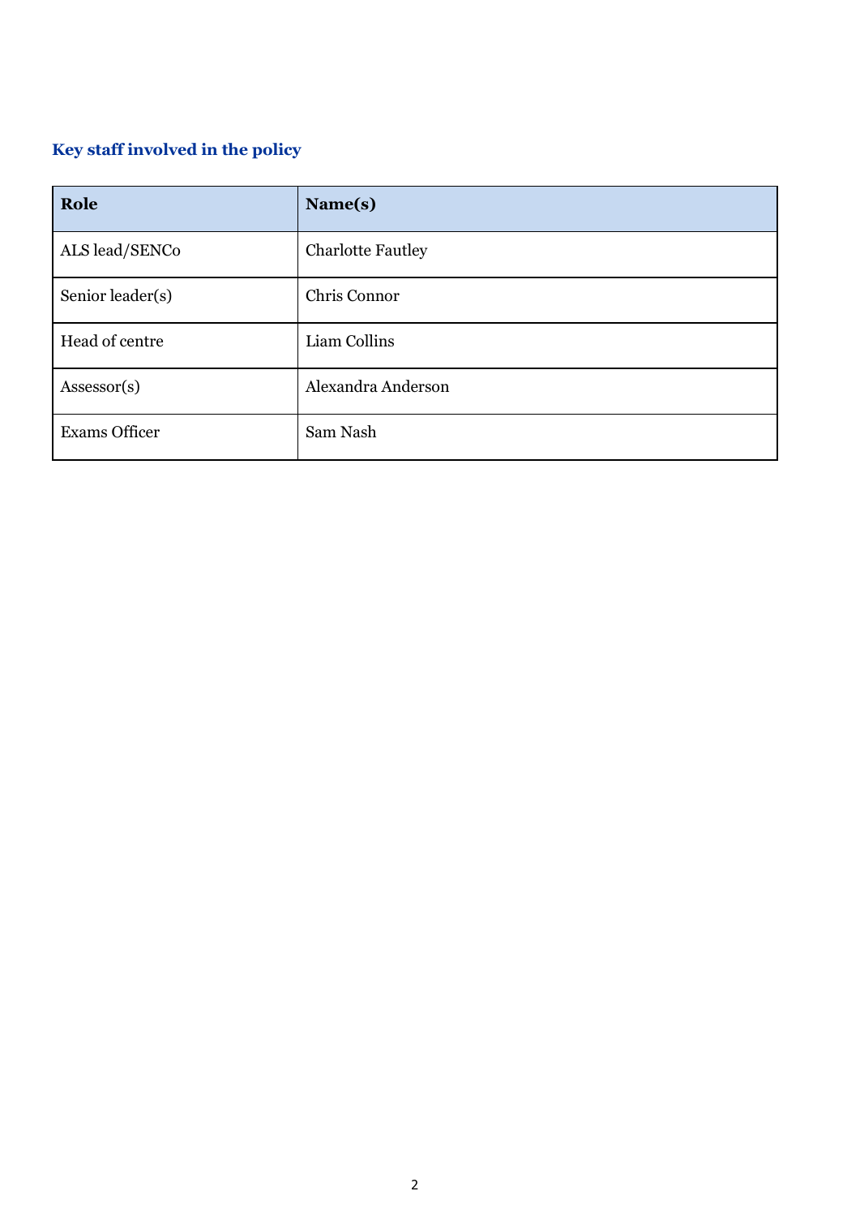## Key staff involved in the policy

| Role | Name(s) |
|---|---|
| ALS lead/SENCo | Charlotte Fautley |
| Senior leader(s) | Chris Connor |
| Head of centre | Liam Collins |
| Assessor(s) | Alexandra Anderson |
| Exams Officer | Sam Nash |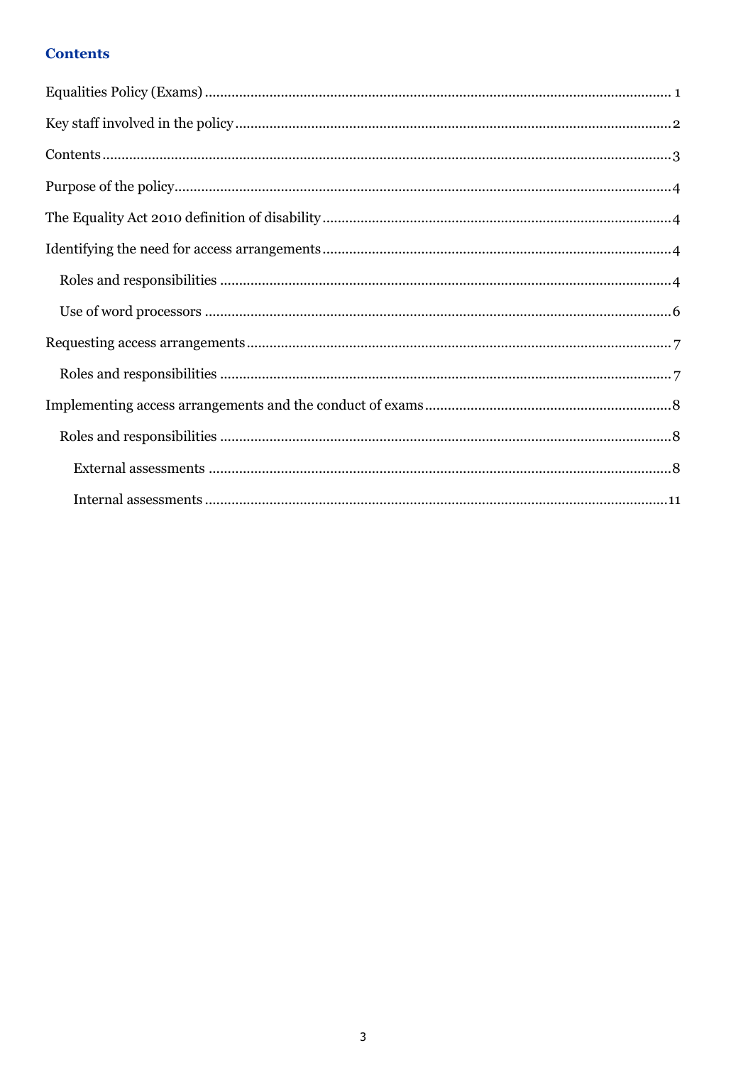## Contents

Equalities Policy (Exams) ........................................................................................................ 1

Key staff involved in the policy ................................................................................................ 2

Contents ................................................................................................................................... 3

Purpose of the policy ................................................................................................................ 4

The Equality Act 2010 definition of disability .......................................................................... 4

Identifying the need for access arrangements .......................................................................... 4

- Roles and responsibilities .................................................................................................... 4
- Use of word processors ........................................................................................................ 6

Requesting access arrangements .............................................................................................. 7

- Roles and responsibilities .................................................................................................... 7

Implementing access arrangements and the conduct of exams ............................................... 8

- Roles and responsibilities .................................................................................................... 8
  - External assessments ...................................................................................................... 8
  - Internal assessments ...................................................................................................... 11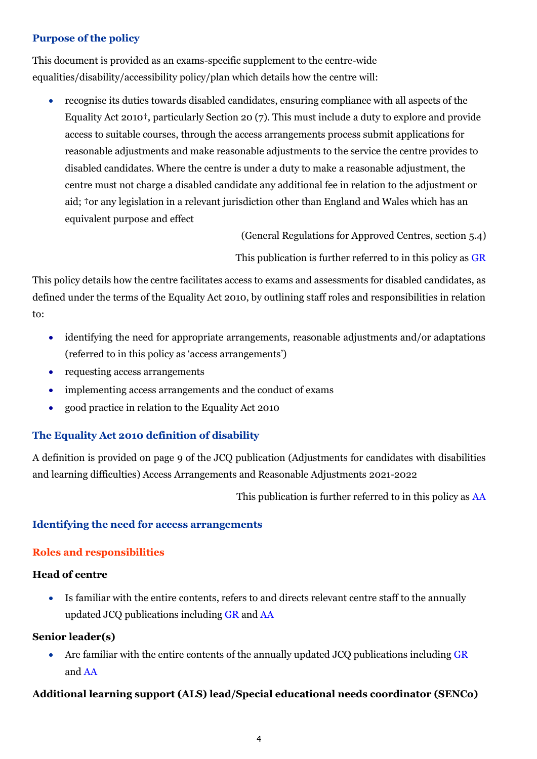### Purpose of the policy

This document is provided as an exams-specific supplement to the centre-wide equalities/disability/accessibility policy/plan which details how the centre will:

- recognise its duties towards disabled candidates, ensuring compliance with all aspects of the Equality Act 2010†, particularly Section 20 (7). This must include a duty to explore and provide access to suitable courses, through the access arrangements process submit applications for reasonable adjustments and make reasonable adjustments to the service the centre provides to disabled candidates. Where the centre is under a duty to make a reasonable adjustment, the centre must not charge a disabled candidate any additional fee in relation to the adjustment or aid; †or any legislation in a relevant jurisdiction other than England and Wales which has an equivalent purpose and effect

(General Regulations for Approved Centres, section 5.4)

This publication is further referred to in this policy as GR

This policy details how the centre facilitates access to exams and assessments for disabled candidates, as defined under the terms of the Equality Act 2010, by outlining staff roles and responsibilities in relation to:

- identifying the need for appropriate arrangements, reasonable adjustments and/or adaptations (referred to in this policy as 'access arrangements')
- requesting access arrangements
- implementing access arrangements and the conduct of exams
- good practice in relation to the Equality Act 2010

### The Equality Act 2010 definition of disability

A definition is provided on page 9 of the JCQ publication (Adjustments for candidates with disabilities and learning difficulties) Access Arrangements and Reasonable Adjustments 2021-2022

This publication is further referred to in this policy as AA

### Identifying the need for access arrangements

#### Roles and responsibilities

**Head of centre**

- Is familiar with the entire contents, refers to and directs relevant centre staff to the annually updated JCQ publications including GR and AA

**Senior leader(s)**

- Are familiar with the entire contents of the annually updated JCQ publications including GR and AA

**Additional learning support (ALS) lead/Special educational needs coordinator (SENCo)**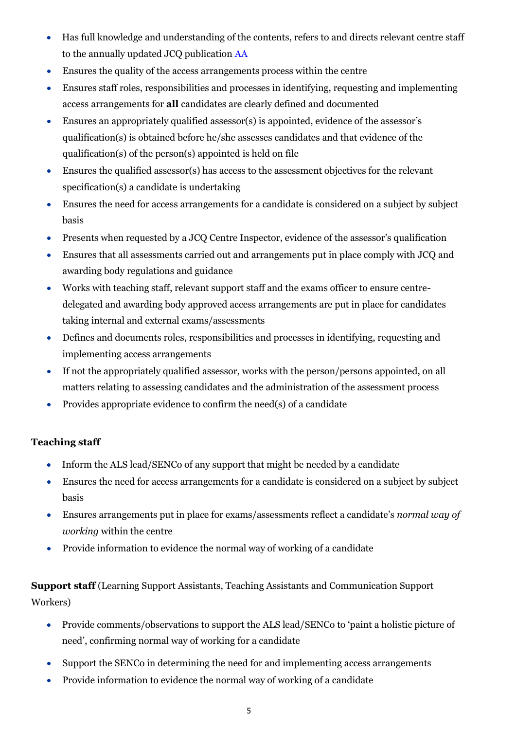- Has full knowledge and understanding of the contents, refers to and directs relevant centre staff to the annually updated JCQ publication AA
- Ensures the quality of the access arrangements process within the centre
- Ensures staff roles, responsibilities and processes in identifying, requesting and implementing access arrangements for **all** candidates are clearly defined and documented
- Ensures an appropriately qualified assessor(s) is appointed, evidence of the assessor's qualification(s) is obtained before he/she assesses candidates and that evidence of the qualification(s) of the person(s) appointed is held on file
- Ensures the qualified assessor(s) has access to the assessment objectives for the relevant specification(s) a candidate is undertaking
- Ensures the need for access arrangements for a candidate is considered on a subject by subject basis
- Presents when requested by a JCQ Centre Inspector, evidence of the assessor's qualification
- Ensures that all assessments carried out and arrangements put in place comply with JCQ and awarding body regulations and guidance
- Works with teaching staff, relevant support staff and the exams officer to ensure centre-delegated and awarding body approved access arrangements are put in place for candidates taking internal and external exams/assessments
- Defines and documents roles, responsibilities and processes in identifying, requesting and implementing access arrangements
- If not the appropriately qualified assessor, works with the person/persons appointed, on all matters relating to assessing candidates and the administration of the assessment process
- Provides appropriate evidence to confirm the need(s) of a candidate

**Teaching staff**

- Inform the ALS lead/SENCo of any support that might be needed by a candidate
- Ensures the need for access arrangements for a candidate is considered on a subject by subject basis
- Ensures arrangements put in place for exams/assessments reflect a candidate's *normal way of working* within the centre
- Provide information to evidence the normal way of working of a candidate

**Support staff** (Learning Support Assistants, Teaching Assistants and Communication Support Workers)

- Provide comments/observations to support the ALS lead/SENCo to 'paint a holistic picture of need', confirming normal way of working for a candidate
- Support the SENCo in determining the need for and implementing access arrangements
- Provide information to evidence the normal way of working of a candidate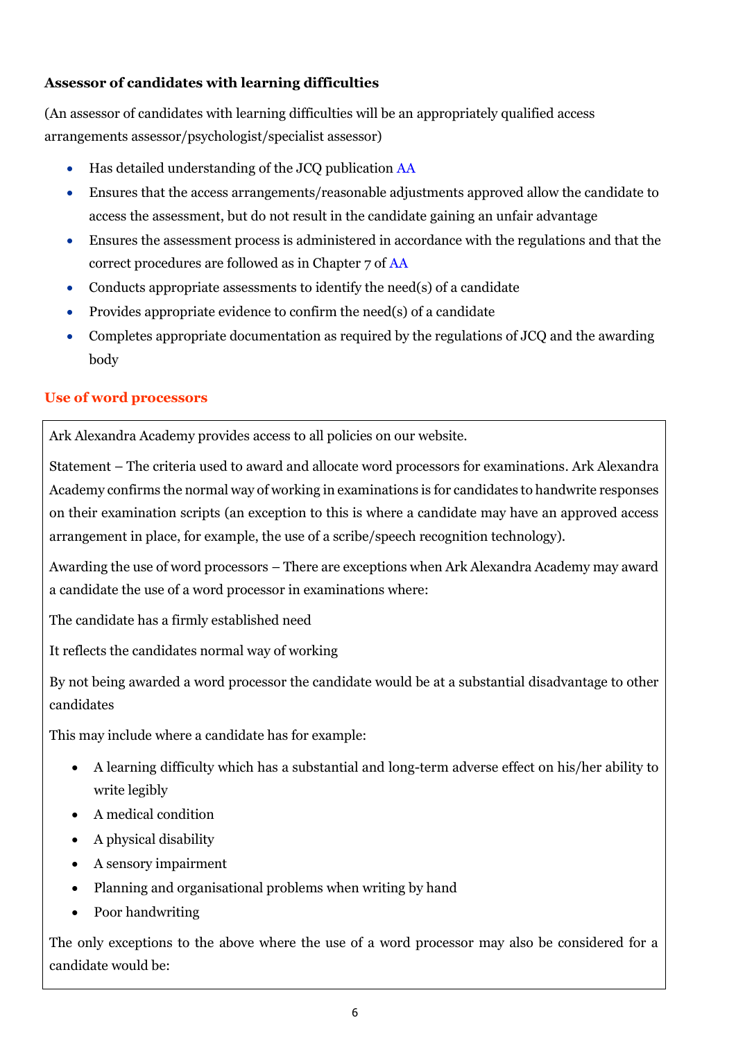**Assessor of candidates with learning difficulties**

(An assessor of candidates with learning difficulties will be an appropriately qualified access arrangements assessor/psychologist/specialist assessor)

- Has detailed understanding of the JCQ publication AA
- Ensures that the access arrangements/reasonable adjustments approved allow the candidate to access the assessment, but do not result in the candidate gaining an unfair advantage
- Ensures the assessment process is administered in accordance with the regulations and that the correct procedures are followed as in Chapter 7 of AA
- Conducts appropriate assessments to identify the need(s) of a candidate
- Provides appropriate evidence to confirm the need(s) of a candidate
- Completes appropriate documentation as required by the regulations of JCQ and the awarding body

## Use of word processors

Ark Alexandra Academy provides access to all policies on our website.

Statement – The criteria used to award and allocate word processors for examinations. Ark Alexandra Academy confirms the normal way of working in examinations is for candidates to handwrite responses on their examination scripts (an exception to this is where a candidate may have an approved access arrangement in place, for example, the use of a scribe/speech recognition technology).

Awarding the use of word processors – There are exceptions when Ark Alexandra Academy may award a candidate the use of a word processor in examinations where:

The candidate has a firmly established need

It reflects the candidates normal way of working

By not being awarded a word processor the candidate would be at a substantial disadvantage to other candidates

This may include where a candidate has for example:

- A learning difficulty which has a substantial and long-term adverse effect on his/her ability to write legibly
- A medical condition
- A physical disability
- A sensory impairment
- Planning and organisational problems when writing by hand
- Poor handwriting

The only exceptions to the above where the use of a word processor may also be considered for a candidate would be: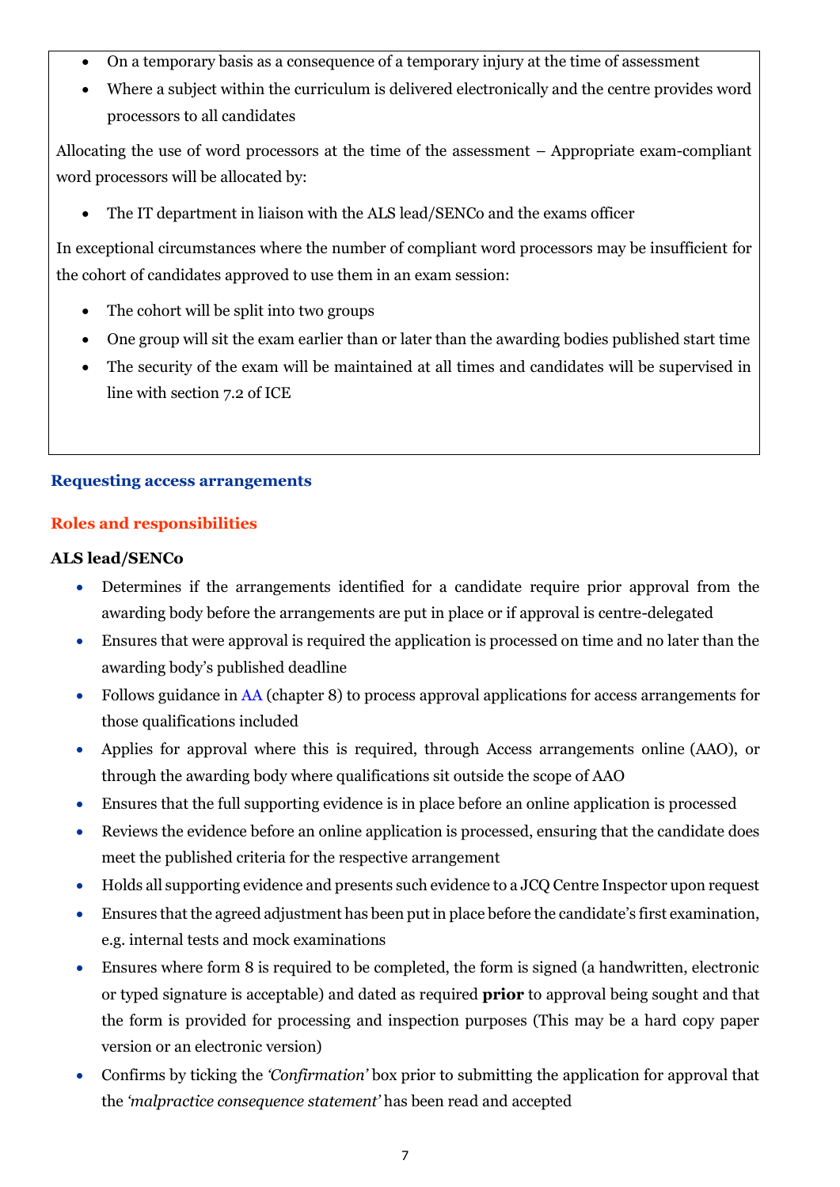- On a temporary basis as a consequence of a temporary injury at the time of assessment
- Where a subject within the curriculum is delivered electronically and the centre provides word processors to all candidates

Allocating the use of word processors at the time of the assessment – Appropriate exam-compliant word processors will be allocated by:

- The IT department in liaison with the ALS lead/SENCo and the exams officer

In exceptional circumstances where the number of compliant word processors may be insufficient for the cohort of candidates approved to use them in an exam session:

- The cohort will be split into two groups
- One group will sit the exam earlier than or later than the awarding bodies published start time
- The security of the exam will be maintained at all times and candidates will be supervised in line with section 7.2 of ICE

## Requesting access arrangements

### Roles and responsibilities

**ALS lead/SENCo**

- Determines if the arrangements identified for a candidate require prior approval from the awarding body before the arrangements are put in place or if approval is centre-delegated
- Ensures that were approval is required the application is processed on time and no later than the awarding body's published deadline
- Follows guidance in AA (chapter 8) to process approval applications for access arrangements for those qualifications included
- Applies for approval where this is required, through Access arrangements online (AAO), or through the awarding body where qualifications sit outside the scope of AAO
- Ensures that the full supporting evidence is in place before an online application is processed
- Reviews the evidence before an online application is processed, ensuring that the candidate does meet the published criteria for the respective arrangement
- Holds all supporting evidence and presents such evidence to a JCQ Centre Inspector upon request
- Ensures that the agreed adjustment has been put in place before the candidate's first examination, e.g. internal tests and mock examinations
- Ensures where form 8 is required to be completed, the form is signed (a handwritten, electronic or typed signature is acceptable) and dated as required **prior** to approval being sought and that the form is provided for processing and inspection purposes (This may be a hard copy paper version or an electronic version)
- Confirms by ticking the *'Confirmation'* box prior to submitting the application for approval that the *'malpractice consequence statement'* has been read and accepted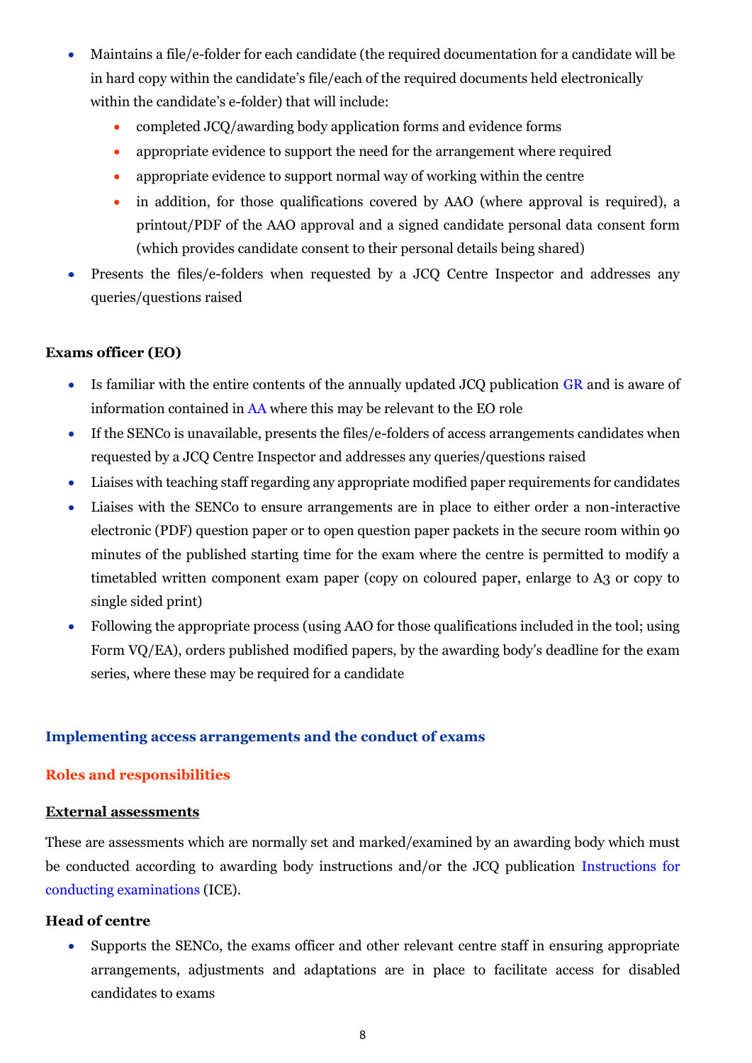- Maintains a file/e-folder for each candidate (the required documentation for a candidate will be in hard copy within the candidate's file/each of the required documents held electronically within the candidate's e-folder) that will include:
  - completed JCQ/awarding body application forms and evidence forms
  - appropriate evidence to support the need for the arrangement where required
  - appropriate evidence to support normal way of working within the centre
  - in addition, for those qualifications covered by AAO (where approval is required), a printout/PDF of the AAO approval and a signed candidate personal data consent form (which provides candidate consent to their personal details being shared)
- Presents the files/e-folders when requested by a JCQ Centre Inspector and addresses any queries/questions raised

**Exams officer (EO)**

- Is familiar with the entire contents of the annually updated JCQ publication GR and is aware of information contained in AA where this may be relevant to the EO role
- If the SENCo is unavailable, presents the files/e-folders of access arrangements candidates when requested by a JCQ Centre Inspector and addresses any queries/questions raised
- Liaises with teaching staff regarding any appropriate modified paper requirements for candidates
- Liaises with the SENCo to ensure arrangements are in place to either order a non-interactive electronic (PDF) question paper or to open question paper packets in the secure room within 90 minutes of the published starting time for the exam where the centre is permitted to modify a timetabled written component exam paper (copy on coloured paper, enlarge to A3 or copy to single sided print)
- Following the appropriate process (using AAO for those qualifications included in the tool; using Form VQ/EA), orders published modified papers, by the awarding body's deadline for the exam series, where these may be required for a candidate

## Implementing access arrangements and the conduct of exams

### Roles and responsibilities

**External assessments**

These are assessments which are normally set and marked/examined by an awarding body which must be conducted according to awarding body instructions and/or the JCQ publication Instructions for conducting examinations (ICE).

**Head of centre**

- Supports the SENCo, the exams officer and other relevant centre staff in ensuring appropriate arrangements, adjustments and adaptations are in place to facilitate access for disabled candidates to exams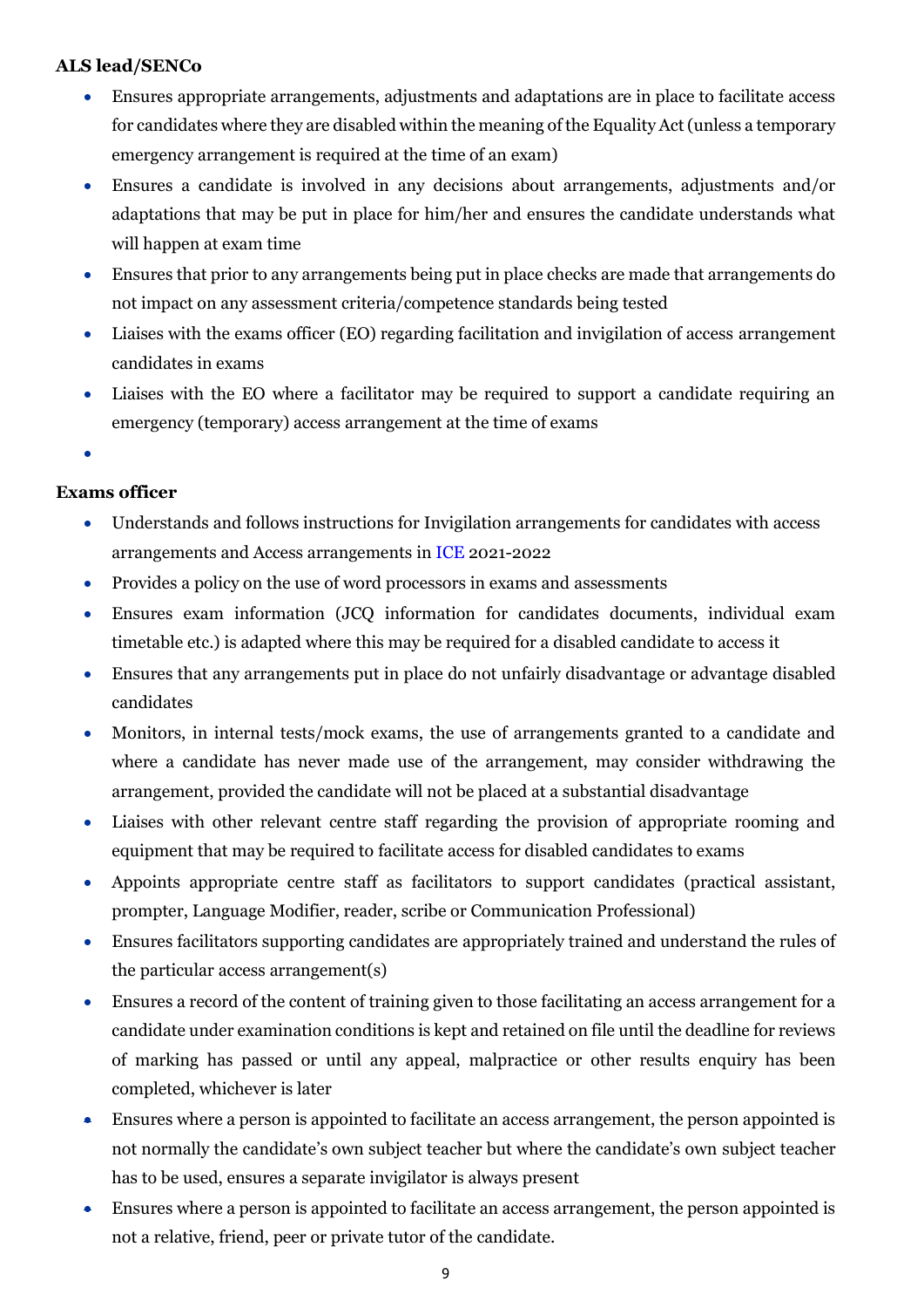**ALS lead/SENCo**

- Ensures appropriate arrangements, adjustments and adaptations are in place to facilitate access for candidates where they are disabled within the meaning of the Equality Act (unless a temporary emergency arrangement is required at the time of an exam)
- Ensures a candidate is involved in any decisions about arrangements, adjustments and/or adaptations that may be put in place for him/her and ensures the candidate understands what will happen at exam time
- Ensures that prior to any arrangements being put in place checks are made that arrangements do not impact on any assessment criteria/competence standards being tested
- Liaises with the exams officer (EO) regarding facilitation and invigilation of access arrangement candidates in exams
- Liaises with the EO where a facilitator may be required to support a candidate requiring an emergency (temporary) access arrangement at the time of exams
- 

**Exams officer**

- Understands and follows instructions for Invigilation arrangements for candidates with access arrangements and Access arrangements in ICE 2021-2022
- Provides a policy on the use of word processors in exams and assessments
- Ensures exam information (JCQ information for candidates documents, individual exam timetable etc.) is adapted where this may be required for a disabled candidate to access it
- Ensures that any arrangements put in place do not unfairly disadvantage or advantage disabled candidates
- Monitors, in internal tests/mock exams, the use of arrangements granted to a candidate and where a candidate has never made use of the arrangement, may consider withdrawing the arrangement, provided the candidate will not be placed at a substantial disadvantage
- Liaises with other relevant centre staff regarding the provision of appropriate rooming and equipment that may be required to facilitate access for disabled candidates to exams
- Appoints appropriate centre staff as facilitators to support candidates (practical assistant, prompter, Language Modifier, reader, scribe or Communication Professional)
- Ensures facilitators supporting candidates are appropriately trained and understand the rules of the particular access arrangement(s)
- Ensures a record of the content of training given to those facilitating an access arrangement for a candidate under examination conditions is kept and retained on file until the deadline for reviews of marking has passed or until any appeal, malpractice or other results enquiry has been completed, whichever is later
- Ensures where a person is appointed to facilitate an access arrangement, the person appointed is not normally the candidate's own subject teacher but where the candidate's own subject teacher has to be used, ensures a separate invigilator is always present
- Ensures where a person is appointed to facilitate an access arrangement, the person appointed is not a relative, friend, peer or private tutor of the candidate.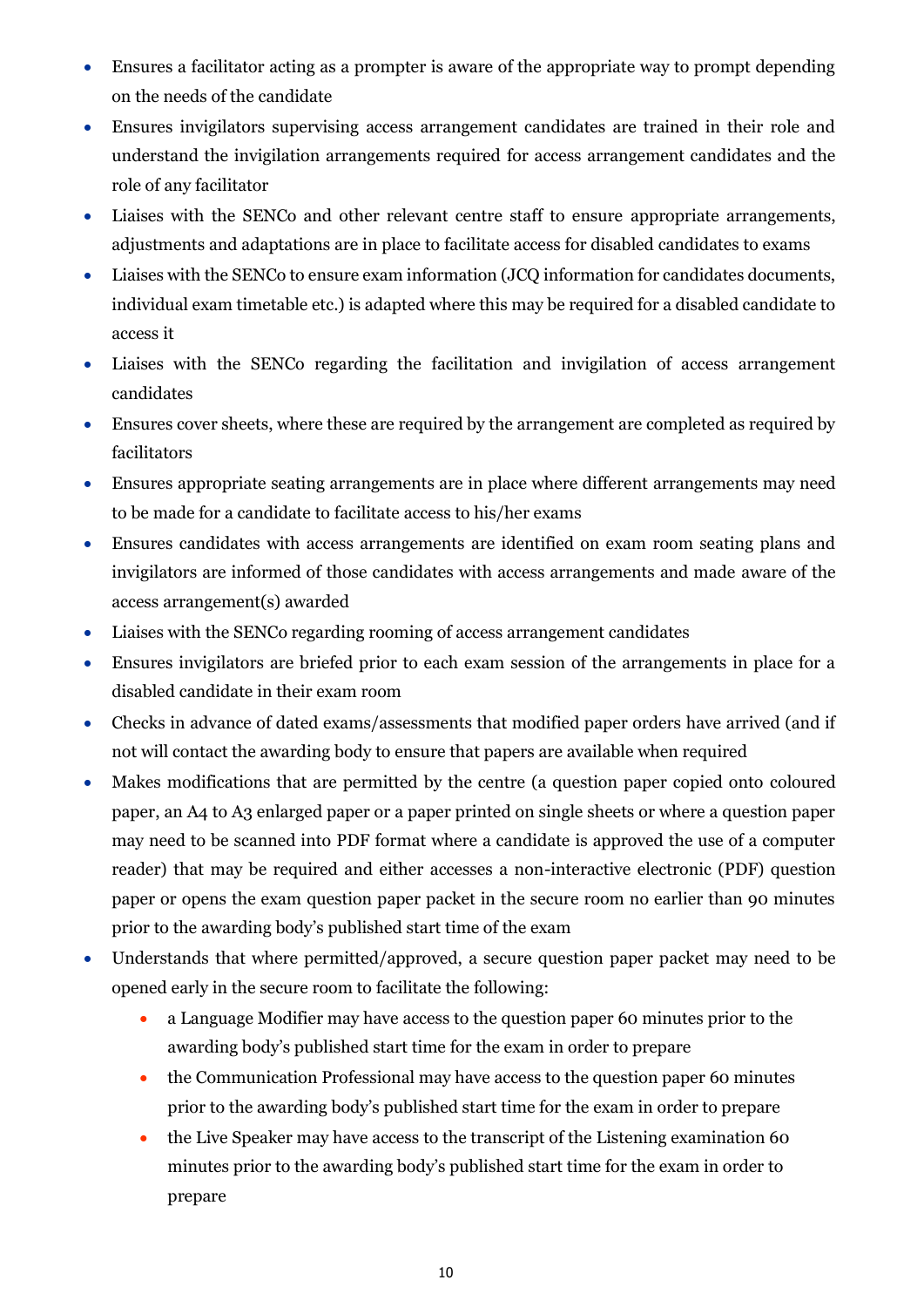- Ensures a facilitator acting as a prompter is aware of the appropriate way to prompt depending on the needs of the candidate
- Ensures invigilators supervising access arrangement candidates are trained in their role and understand the invigilation arrangements required for access arrangement candidates and the role of any facilitator
- Liaises with the SENCo and other relevant centre staff to ensure appropriate arrangements, adjustments and adaptations are in place to facilitate access for disabled candidates to exams
- Liaises with the SENCo to ensure exam information (JCQ information for candidates documents, individual exam timetable etc.) is adapted where this may be required for a disabled candidate to access it
- Liaises with the SENCo regarding the facilitation and invigilation of access arrangement candidates
- Ensures cover sheets, where these are required by the arrangement are completed as required by facilitators
- Ensures appropriate seating arrangements are in place where different arrangements may need to be made for a candidate to facilitate access to his/her exams
- Ensures candidates with access arrangements are identified on exam room seating plans and invigilators are informed of those candidates with access arrangements and made aware of the access arrangement(s) awarded
- Liaises with the SENCo regarding rooming of access arrangement candidates
- Ensures invigilators are briefed prior to each exam session of the arrangements in place for a disabled candidate in their exam room
- Checks in advance of dated exams/assessments that modified paper orders have arrived (and if not will contact the awarding body to ensure that papers are available when required
- Makes modifications that are permitted by the centre (a question paper copied onto coloured paper, an A4 to A3 enlarged paper or a paper printed on single sheets or where a question paper may need to be scanned into PDF format where a candidate is approved the use of a computer reader) that may be required and either accesses a non-interactive electronic (PDF) question paper or opens the exam question paper packet in the secure room no earlier than 90 minutes prior to the awarding body's published start time of the exam
- Understands that where permitted/approved, a secure question paper packet may need to be opened early in the secure room to facilitate the following:
  - a Language Modifier may have access to the question paper 60 minutes prior to the awarding body's published start time for the exam in order to prepare
  - the Communication Professional may have access to the question paper 60 minutes prior to the awarding body's published start time for the exam in order to prepare
  - the Live Speaker may have access to the transcript of the Listening examination 60 minutes prior to the awarding body's published start time for the exam in order to prepare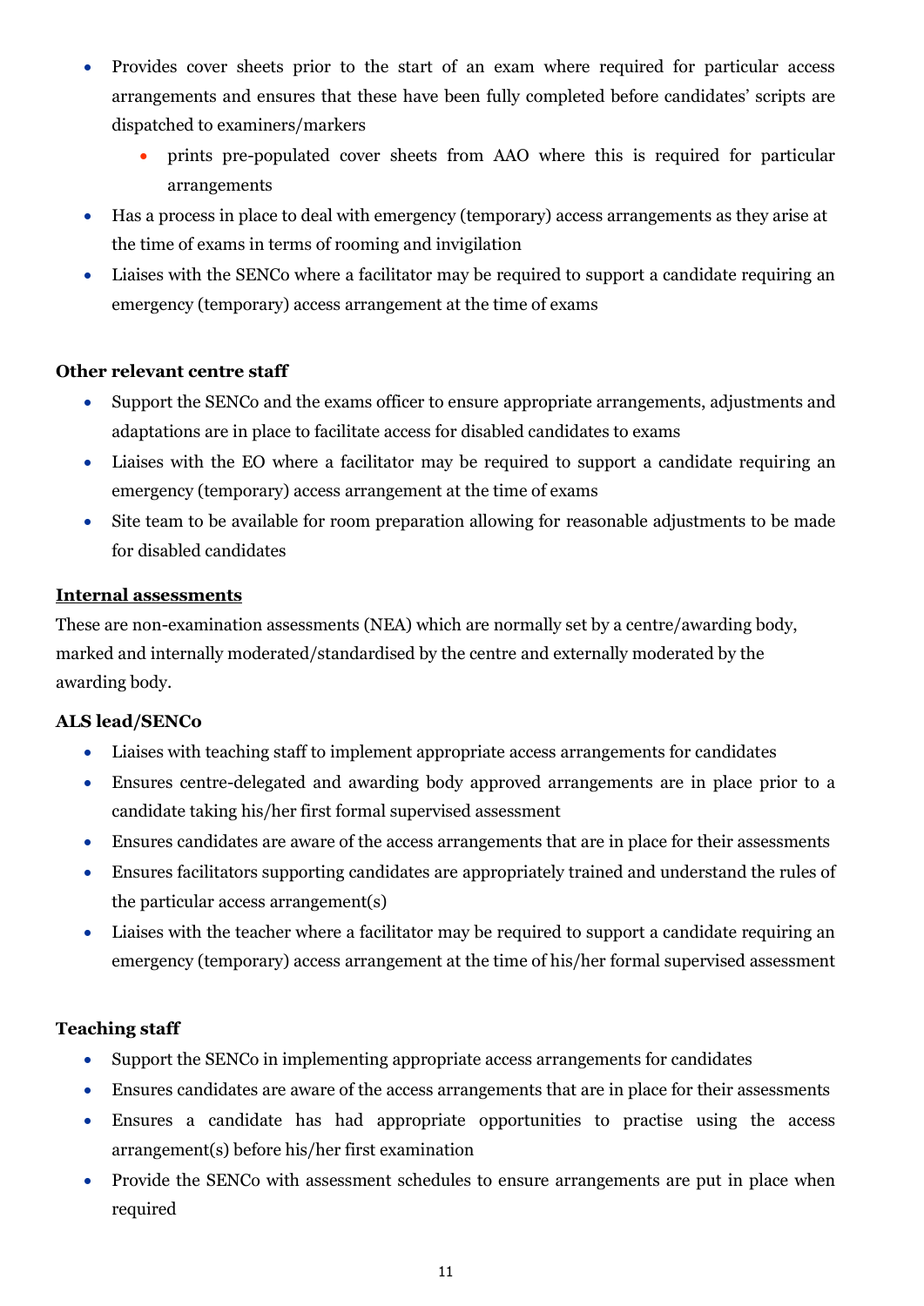- Provides cover sheets prior to the start of an exam where required for particular access arrangements and ensures that these have been fully completed before candidates' scripts are dispatched to examiners/markers
    - prints pre-populated cover sheets from AAO where this is required for particular arrangements
- Has a process in place to deal with emergency (temporary) access arrangements as they arise at the time of exams in terms of rooming and invigilation
- Liaises with the SENCo where a facilitator may be required to support a candidate requiring an emergency (temporary) access arrangement at the time of exams

**Other relevant centre staff**

- Support the SENCo and the exams officer to ensure appropriate arrangements, adjustments and adaptations are in place to facilitate access for disabled candidates to exams
- Liaises with the EO where a facilitator may be required to support a candidate requiring an emergency (temporary) access arrangement at the time of exams
- Site team to be available for room preparation allowing for reasonable adjustments to be made for disabled candidates

**Internal assessments**

These are non-examination assessments (NEA) which are normally set by a centre/awarding body, marked and internally moderated/standardised by the centre and externally moderated by the awarding body.

**ALS lead/SENCo**

- Liaises with teaching staff to implement appropriate access arrangements for candidates
- Ensures centre-delegated and awarding body approved arrangements are in place prior to a candidate taking his/her first formal supervised assessment
- Ensures candidates are aware of the access arrangements that are in place for their assessments
- Ensures facilitators supporting candidates are appropriately trained and understand the rules of the particular access arrangement(s)
- Liaises with the teacher where a facilitator may be required to support a candidate requiring an emergency (temporary) access arrangement at the time of his/her formal supervised assessment

**Teaching staff**

- Support the SENCo in implementing appropriate access arrangements for candidates
- Ensures candidates are aware of the access arrangements that are in place for their assessments
- Ensures a candidate has had appropriate opportunities to practise using the access arrangement(s) before his/her first examination
- Provide the SENCo with assessment schedules to ensure arrangements are put in place when required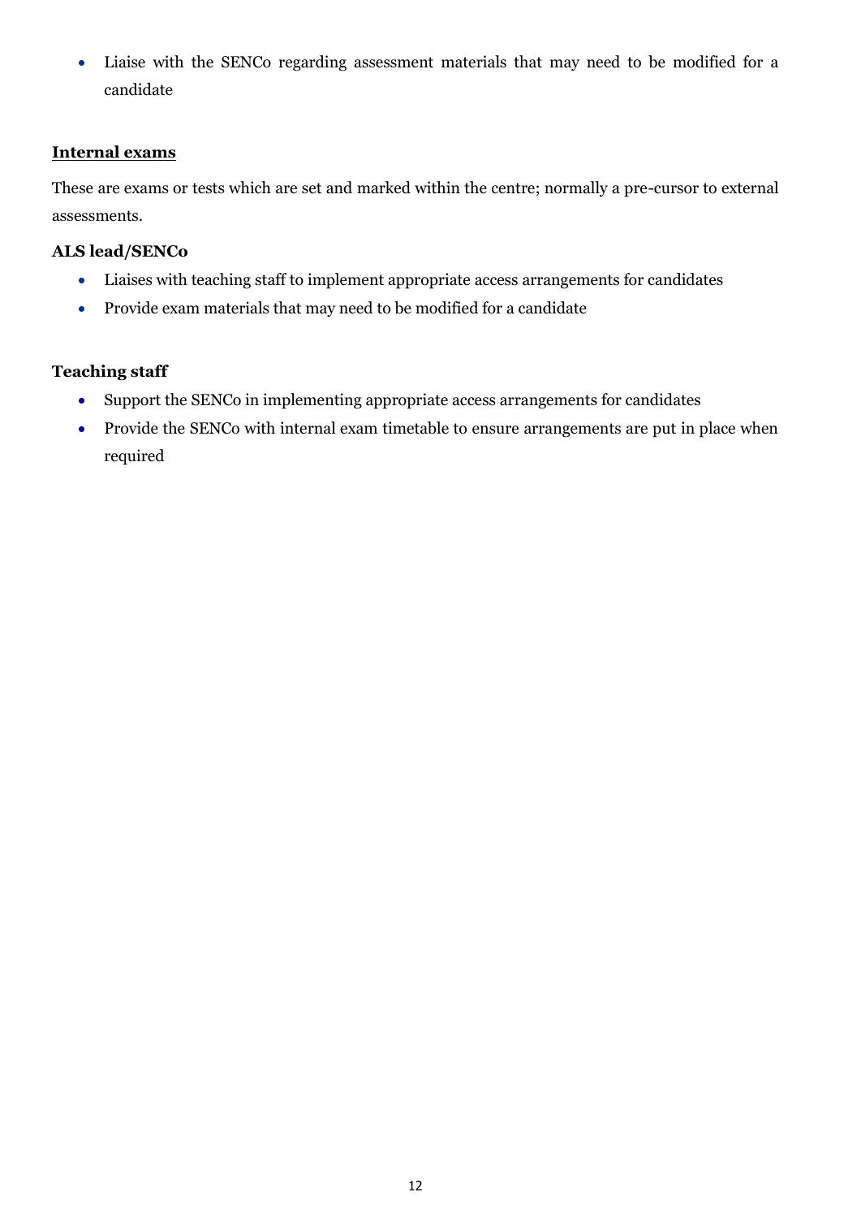- Liaise with the SENCo regarding assessment materials that may need to be modified for a candidate

## Internal exams

These are exams or tests which are set and marked within the centre; normally a pre-cursor to external assessments.

### ALS lead/SENCo

- Liaises with teaching staff to implement appropriate access arrangements for candidates
- Provide exam materials that may need to be modified for a candidate

### Teaching staff

- Support the SENCo in implementing appropriate access arrangements for candidates
- Provide the SENCo with internal exam timetable to ensure arrangements are put in place when required